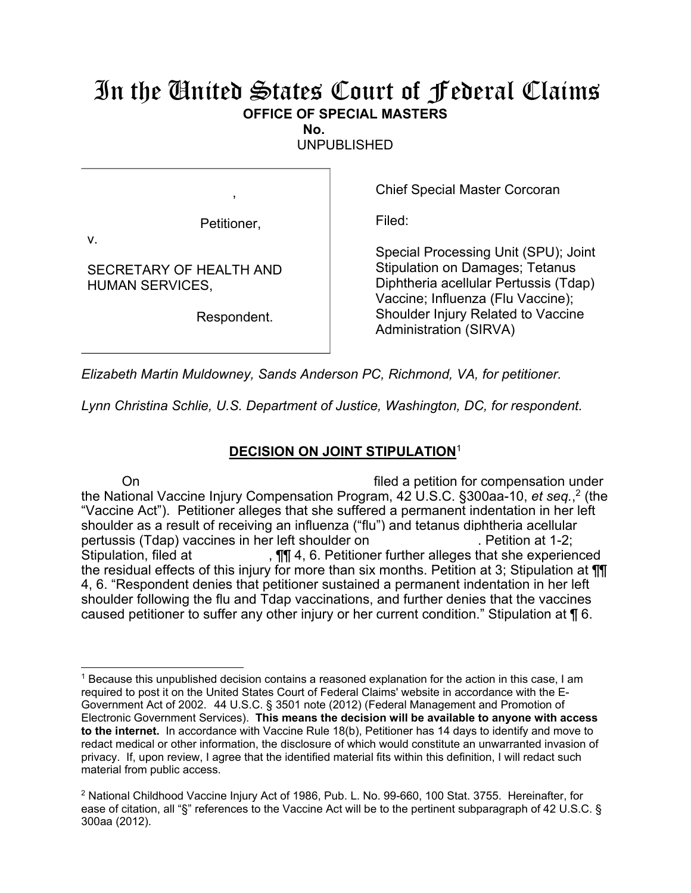# In the United States Court of Federal Claims

**OFFICE OF SPECIAL MASTERS**

**No.**

UNPUBLISHED

| | |
|---|---|
| , Petitioner, v. SECRETARY OF HEALTH AND HUMAN SERVICES, Respondent. | Chief Special Master Corcoran<br><br>Filed:<br><br>Special Processing Unit (SPU); Joint Stipulation on Damages; Tetanus Diphtheria acellular Pertussis (Tdap) Vaccine; Influenza (Flu Vaccine); Shoulder Injury Related to Vaccine Administration (SIRVA) |

*Elizabeth Martin Muldowney, Sands Anderson PC, Richmond, VA, for petitioner.*

*Lynn Christina Schlie, U.S. Department of Justice, Washington, DC, for respondent.*

## DECISION ON JOINT STIPULATION[1]

On filed a petition for compensation under the National Vaccine Injury Compensation Program, 42 U.S.C. §300aa-10, *et seq.*,[2] (the "Vaccine Act"). Petitioner alleges that she suffered a permanent indentation in her left shoulder as a result of receiving an influenza ("flu") and tetanus diphtheria acellular pertussis (Tdap) vaccines in her left shoulder on . Petition at 1-2; Stipulation, filed at , ¶¶ 4, 6. Petitioner further alleges that she experienced the residual effects of this injury for more than six months. Petition at 3; Stipulation at ¶¶ 4, 6. "Respondent denies that petitioner sustained a permanent indentation in her left shoulder following the flu and Tdap vaccinations, and further denies that the vaccines caused petitioner to suffer any other injury or her current condition." Stipulation at ¶ 6.

---

[1] Because this unpublished decision contains a reasoned explanation for the action in this case, I am required to post it on the United States Court of Federal Claims' website in accordance with the E-Government Act of 2002. 44 U.S.C. § 3501 note (2012) (Federal Management and Promotion of Electronic Government Services). **This means the decision will be available to anyone with access to the internet.** In accordance with Vaccine Rule 18(b), Petitioner has 14 days to identify and move to redact medical or other information, the disclosure of which would constitute an unwarranted invasion of privacy. If, upon review, I agree that the identified material fits within this definition, I will redact such material from public access.

[2] National Childhood Vaccine Injury Act of 1986, Pub. L. No. 99-660, 100 Stat. 3755. Hereinafter, for ease of citation, all "§" references to the Vaccine Act will be to the pertinent subparagraph of 42 U.S.C. § 300aa (2012).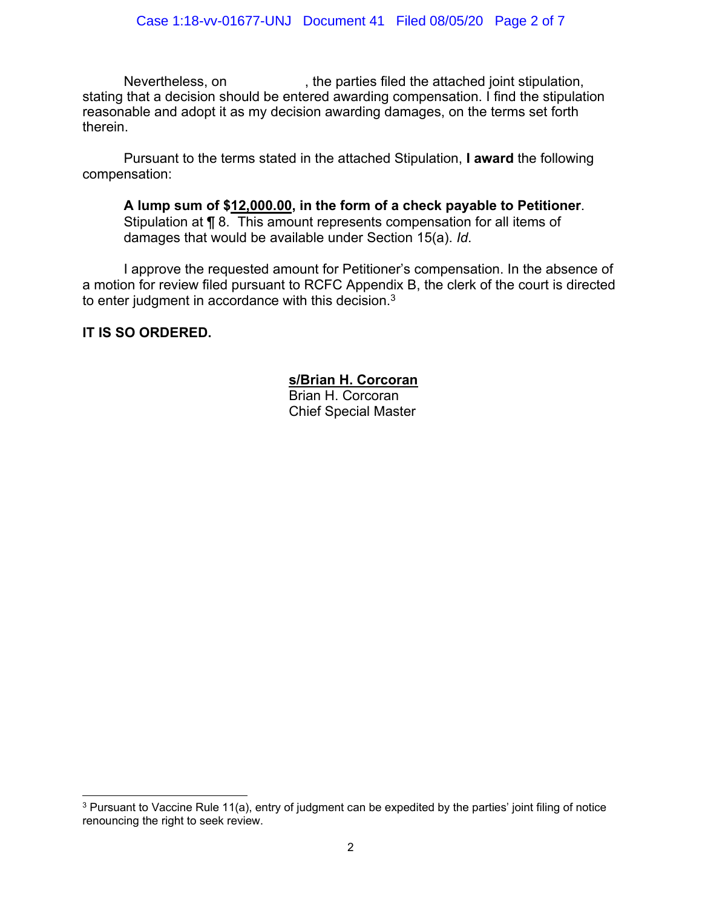Nevertheless, on , the parties filed the attached joint stipulation, stating that a decision should be entered awarding compensation. I find the stipulation reasonable and adopt it as my decision awarding damages, on the terms set forth therein.

Pursuant to the terms stated in the attached Stipulation, **I award** the following compensation:

> **A lump sum of $12,000.00, in the form of a check payable to Petitioner**. Stipulation at ¶ 8. This amount represents compensation for all items of damages that would be available under Section 15(a). *Id*.

I approve the requested amount for Petitioner's compensation. In the absence of a motion for review filed pursuant to RCFC Appendix B, the clerk of the court is directed to enter judgment in accordance with this decision.[3]

**IT IS SO ORDERED.**

**s/Brian H. Corcoran**
Brian H. Corcoran
Chief Special Master

---

[3] Pursuant to Vaccine Rule 11(a), entry of judgment can be expedited by the parties' joint filing of notice renouncing the right to seek review.